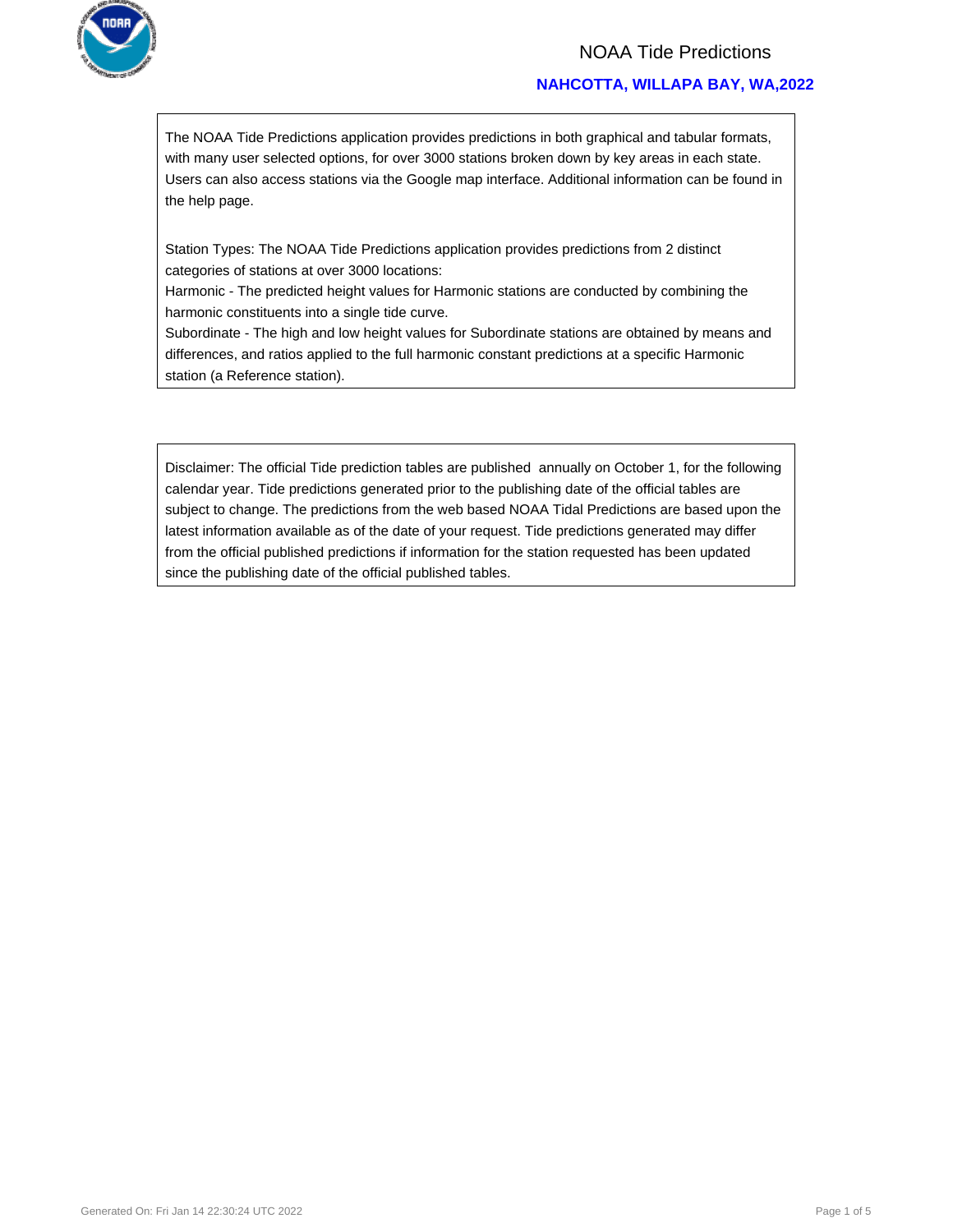# NOAA Tide Predictions

## NAHCOTTA, WILLAPA BAY, WA,2022

The NOAA Tide Predictions application provides predictions in both graphical and tabular formats, with many user selected options, for over 3000 stations broken down by key areas in each state. Users can also access stations via the Google map interface. Additional information can be found in the help page.

Station Types: The NOAA Tide Predictions application provides predictions from 2 distinct categories of stations at over 3000 locations:
Harmonic - The predicted height values for Harmonic stations are conducted by combining the harmonic constituents into a single tide curve.
Subordinate - The high and low height values for Subordinate stations are obtained by means and differences, and ratios applied to the full harmonic constant predictions at a specific Harmonic station (a Reference station).

Disclaimer: The official Tide prediction tables are published annually on October 1, for the following calendar year. Tide predictions generated prior to the publishing date of the official tables are subject to change. The predictions from the web based NOAA Tidal Predictions are based upon the latest information available as of the date of your request. Tide predictions generated may differ from the official published predictions if information for the station requested has been updated since the publishing date of the official published tables.

Generated On: Fri Jan 14 22:30:24 UTC 2022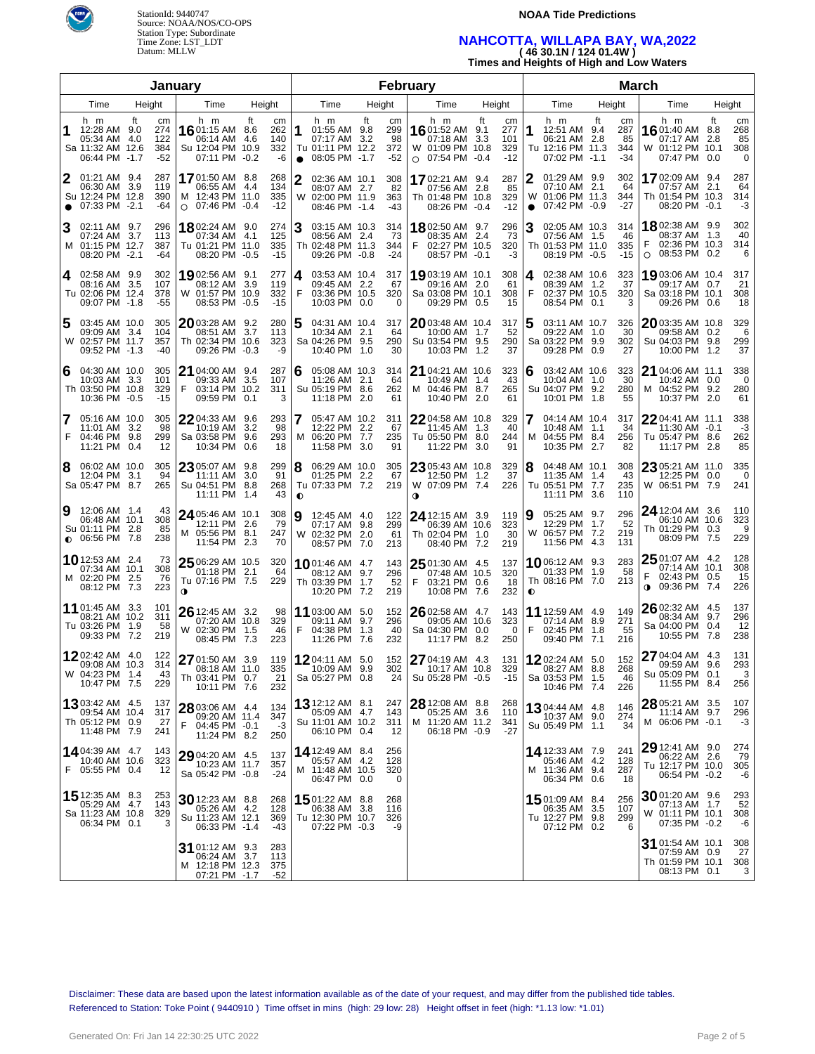StationId: 9440747
Source: NOAA/NOS/CO-OPS
Station Type: Subordinate
Time Zone: LST_LDT
Datum: MLLW

**NOAA Tide Predictions**

## NAHCOTTA, WILLAPA BAY, WA,2022

**( 46 30.1N / 124 01.4W )**

**Times and Heights of High and Low Waters**

### January

| Day | Time (h m) | Height (ft) | Height (cm) |
|---|---|---|---|
| 1 Sa | 12:28 AM | 9.0 | 274 |
| | 05:34 AM | 4.0 | 122 |
| | 11:32 AM | 12.6 | 384 |
| | 06:44 PM | -1.7 | -52 |
| 2 Su ● | 01:21 AM | 9.4 | 287 |
| | 06:30 AM | 3.9 | 119 |
| | 12:24 PM | 12.8 | 390 |
| | 07:33 PM | -2.1 | -64 |
| 3 M | 02:11 AM | 9.7 | 296 |
| | 07:24 AM | 3.7 | 113 |
| | 01:15 PM | 12.7 | 387 |
| | 08:20 PM | -2.1 | -64 |
| 4 Tu | 02:58 AM | 9.9 | 302 |
| | 08:16 AM | 3.5 | 107 |
| | 02:06 PM | 12.4 | 378 |
| | 09:07 PM | -1.8 | -55 |
| 5 W | 03:45 AM | 10.0 | 305 |
| | 09:09 AM | 3.4 | 104 |
| | 02:57 PM | 11.7 | 357 |
| | 09:52 PM | -1.3 | -40 |
| 6 Th | 04:30 AM | 10.0 | 305 |
| | 10:03 AM | 3.3 | 101 |
| | 03:50 PM | 10.8 | 329 |
| | 10:36 PM | -0.5 | -15 |
| 7 F | 05:16 AM | 10.0 | 305 |
| | 11:01 AM | 3.2 | 98 |
| | 04:46 PM | 9.8 | 299 |
| | 11:21 PM | 0.4 | 12 |
| 8 Sa | 06:02 AM | 10.0 | 305 |
| | 12:04 PM | 3.1 | 94 |
| | 05:47 PM | 8.7 | 265 |
| 9 Su ◐ | 12:06 AM | 1.4 | 43 |
| | 06:48 AM | 10.1 | 308 |
| | 01:11 PM | 2.8 | 85 |
| | 06:56 PM | 7.8 | 238 |
| 10 M | 12:53 AM | 2.4 | 73 |
| | 07:34 AM | 10.1 | 308 |
| | 02:20 PM | 2.5 | 76 |
| | 08:12 PM | 7.3 | 223 |
| 11 Tu | 01:45 AM | 3.3 | 101 |
| | 08:21 AM | 10.2 | 311 |
| | 03:26 PM | 1.9 | 58 |
| | 09:33 PM | 7.2 | 219 |
| 12 W | 02:42 AM | 4.0 | 122 |
| | 09:08 AM | 10.3 | 314 |
| | 04:23 PM | 1.4 | 43 |
| | 10:47 PM | 7.5 | 229 |
| 13 Th | 03:42 AM | 4.5 | 137 |
| | 09:54 AM | 10.4 | 317 |
| | 05:12 PM | 0.9 | 27 |
| | 11:48 PM | 7.9 | 241 |
| 14 F | 04:39 AM | 4.7 | 143 |
| | 10:40 AM | 10.6 | 323 |
| | 05:55 PM | 0.4 | 12 |
| 15 Sa | 12:35 AM | 8.3 | 253 |
| | 05:29 AM | 4.7 | 143 |
| | 11:23 AM | 10.8 | 329 |
| | 06:34 PM | 0.1 | 3 |
| 16 Su | 01:15 AM | 8.6 | 262 |
| | 06:14 AM | 4.6 | 140 |
| | 12:04 PM | 10.9 | 332 |
| | 07:11 PM | -0.2 | -6 |
| 17 M ○ | 01:50 AM | 8.8 | 268 |
| | 06:55 AM | 4.4 | 134 |
| | 12:43 PM | 11.0 | 335 |
| | 07:46 PM | -0.4 | -12 |
| 18 Tu | 02:24 AM | 9.0 | 274 |
| | 07:34 AM | 4.1 | 125 |
| | 01:21 PM | 11.0 | 335 |
| | 08:20 PM | -0.5 | -15 |
| 19 W | 02:56 AM | 9.1 | 277 |
| | 08:12 AM | 3.9 | 119 |
| | 01:57 PM | 10.9 | 332 |
| | 08:53 PM | -0.5 | -15 |
| 20 Th | 03:28 AM | 9.2 | 280 |
| | 08:51 AM | 3.7 | 113 |
| | 02:34 PM | 10.6 | 323 |
| | 09:26 PM | -0.3 | -9 |
| 21 F | 04:00 AM | 9.4 | 287 |
| | 09:33 AM | 3.5 | 107 |
| | 03:14 PM | 10.2 | 311 |
| | 09:59 PM | 0.1 | 3 |
| 22 Sa | 04:33 AM | 9.6 | 293 |
| | 10:19 AM | 3.2 | 98 |
| | 03:58 PM | 9.6 | 293 |
| | 10:34 PM | 0.6 | 18 |
| 23 Su | 05:07 AM | 9.8 | 299 |
| | 11:11 AM | 3.0 | 91 |
| | 04:51 PM | 8.8 | 268 |
| | 11:11 PM | 1.4 | 43 |
| 24 M | 05:46 AM | 10.1 | 308 |
| | 12:11 PM | 2.6 | 79 |
| | 05:56 PM | 8.1 | 247 |
| | 11:54 PM | 2.3 | 70 |
| 25 Tu ◑ | 06:29 AM | 10.5 | 320 |
| | 01:18 PM | 2.1 | 64 |
| | 07:16 PM | 7.5 | 229 |
| 26 W | 12:45 AM | 3.2 | 98 |
| | 07:20 AM | 10.8 | 329 |
| | 02:30 PM | 1.5 | 46 |
| | 08:45 PM | 7.3 | 223 |
| 27 Th | 01:50 AM | 3.9 | 119 |
| | 08:18 AM | 11.0 | 335 |
| | 03:41 PM | 0.7 | 21 |
| | 10:11 PM | 7.6 | 232 |
| 28 F | 03:06 AM | 4.4 | 134 |
| | 09:20 AM | 11.4 | 347 |
| | 04:45 PM | -0.1 | -3 |
| | 11:24 PM | 8.2 | 250 |
| 29 Sa | 04:20 AM | 4.5 | 137 |
| | 10:23 AM | 11.7 | 357 |
| | 05:42 PM | -0.8 | -24 |
| 30 Su | 12:23 AM | 8.8 | 268 |
| | 05:26 AM | 4.2 | 128 |
| | 11:23 AM | 12.1 | 369 |
| | 06:33 PM | -1.4 | -43 |
| 31 M | 01:12 AM | 9.3 | 283 |
| | 06:24 AM | 3.7 | 113 |
| | 12:18 PM | 12.3 | 375 |
| | 07:21 PM | -1.7 | -52 |

### February

| Day | Time (h m) | Height (ft) | Height (cm) |
|---|---|---|---|
| 1 Tu ● | 01:55 AM | 9.8 | 299 |
| | 07:17 AM | 3.2 | 98 |
| | 01:11 PM | 12.2 | 372 |
| | 08:05 PM | -1.7 | -52 |
| 2 W | 02:36 AM | 10.1 | 308 |
| | 08:07 AM | 2.7 | 82 |
| | 02:00 PM | 11.9 | 363 |
| | 08:46 PM | -1.4 | -43 |
| 3 Th | 03:15 AM | 10.3 | 314 |
| | 08:56 AM | 2.4 | 73 |
| | 02:48 PM | 11.3 | 344 |
| | 09:26 PM | -0.8 | -24 |
| 4 F | 03:53 AM | 10.4 | 317 |
| | 09:45 AM | 2.2 | 67 |
| | 03:36 PM | 10.5 | 320 |
| | 10:03 PM | 0.0 | 0 |
| 5 Sa | 04:31 AM | 10.4 | 317 |
| | 10:34 AM | 2.1 | 64 |
| | 04:26 PM | 9.5 | 290 |
| | 10:40 PM | 1.0 | 30 |
| 6 Su | 05:08 AM | 10.3 | 314 |
| | 11:26 AM | 2.1 | 64 |
| | 05:19 PM | 8.6 | 262 |
| | 11:18 PM | 2.0 | 61 |
| 7 M | 05:47 AM | 10.2 | 311 |
| | 12:22 PM | 2.2 | 67 |
| | 06:20 PM | 7.7 | 235 |
| | 11:58 PM | 3.0 | 91 |
| 8 Tu ◐ | 06:29 AM | 10.0 | 305 |
| | 01:25 PM | 2.2 | 67 |
| | 07:33 PM | 7.2 | 219 |
| 9 W | 12:45 AM | 4.0 | 122 |
| | 07:17 AM | 9.8 | 299 |
| | 02:32 PM | 2.0 | 61 |
| | 08:57 PM | 7.0 | 213 |
| 10 Th | 01:46 AM | 4.7 | 143 |
| | 08:12 AM | 9.7 | 296 |
| | 03:39 PM | 1.7 | 52 |
| | 10:20 PM | 7.2 | 219 |
| 11 F | 03:00 AM | 5.0 | 152 |
| | 09:11 AM | 9.7 | 296 |
| | 04:38 PM | 1.3 | 40 |
| | 11:26 PM | 7.6 | 232 |
| 12 Sa | 04:11 AM | 5.0 | 152 |
| | 10:09 AM | 9.9 | 302 |
| | 05:27 PM | 0.8 | 24 |
| 13 Su | 12:12 AM | 8.1 | 247 |
| | 05:09 AM | 4.7 | 143 |
| | 11:01 AM | 10.2 | 311 |
| | 06:10 PM | 0.4 | 12 |
| 14 M | 12:49 AM | 8.4 | 256 |
| | 05:57 AM | 4.2 | 128 |
| | 11:48 AM | 10.5 | 320 |
| | 06:47 PM | 0.0 | 0 |
| 15 Tu | 01:22 AM | 8.8 | 268 |
| | 06:38 AM | 3.8 | 116 |
| | 12:30 PM | 10.7 | 326 |
| | 07:22 PM | -0.3 | -9 |
| 16 W ○ | 01:52 AM | 9.1 | 277 |
| | 07:18 AM | 3.3 | 101 |
| | 01:09 PM | 10.8 | 329 |
| | 07:54 PM | -0.4 | -12 |
| 17 Th | 02:21 AM | 9.4 | 287 |
| | 07:56 AM | 2.8 | 85 |
| | 01:48 PM | 10.8 | 329 |
| | 08:26 PM | -0.4 | -12 |
| 18 F | 02:50 AM | 9.7 | 296 |
| | 08:35 AM | 2.4 | 73 |
| | 02:27 PM | 10.5 | 320 |
| | 08:57 PM | -0.1 | -3 |
| 19 Sa | 03:19 AM | 10.1 | 308 |
| | 09:16 AM | 2.0 | 61 |
| | 03:08 PM | 10.1 | 308 |
| | 09:29 PM | 0.5 | 15 |
| 20 Su | 03:48 AM | 10.4 | 317 |
| | 10:00 AM | 1.7 | 52 |
| | 03:54 PM | 9.5 | 290 |
| | 10:03 PM | 1.2 | 37 |
| 21 M | 04:21 AM | 10.6 | 323 |
| | 10:49 AM | 1.4 | 43 |
| | 04:46 PM | 8.7 | 265 |
| | 10:40 PM | 2.0 | 61 |
| 22 Tu | 04:58 AM | 10.8 | 329 |
| | 11:45 AM | 1.3 | 40 |
| | 05:50 PM | 8.0 | 244 |
| | 11:22 PM | 3.0 | 91 |
| 23 W ◑ | 05:43 AM | 10.8 | 329 |
| | 12:50 PM | 1.2 | 37 |
| | 07:09 PM | 7.4 | 226 |
| 24 Th | 12:15 AM | 3.9 | 119 |
| | 06:39 AM | 10.6 | 323 |
| | 02:04 PM | 1.0 | 30 |
| | 08:40 PM | 7.2 | 219 |
| 25 F | 01:30 AM | 4.5 | 137 |
| | 07:48 AM | 10.5 | 320 |
| | 03:21 PM | 0.6 | 18 |
| | 10:08 PM | 7.6 | 232 |
| 26 Sa | 02:58 AM | 4.7 | 143 |
| | 09:05 AM | 10.6 | 323 |
| | 04:30 PM | 0.0 | 0 |
| | 11:17 PM | 8.2 | 250 |
| 27 Su | 04:19 AM | 4.3 | 131 |
| | 10:17 AM | 10.8 | 329 |
| | 05:28 PM | -0.5 | -15 |
| 28 M | 12:08 AM | 8.8 | 268 |
| | 05:25 AM | 3.6 | 110 |
| | 11:20 AM | 11.2 | 341 |
| | 06:18 PM | -0.9 | -27 |

### March

| Day | Time (h m) | Height (ft) | Height (cm) |
|---|---|---|---|
| 1 Tu | 12:51 AM | 9.4 | 287 |
| | 06:21 AM | 2.8 | 85 |
| | 12:16 PM | 11.3 | 344 |
| | 07:02 PM | -1.1 | -34 |
| 2 W ● | 01:29 AM | 9.9 | 302 |
| | 07:10 AM | 2.1 | 64 |
| | 01:06 PM | 11.3 | 344 |
| | 07:42 PM | -0.9 | -27 |
| 3 Th | 02:05 AM | 10.3 | 314 |
| | 07:56 AM | 1.5 | 46 |
| | 01:53 PM | 11.0 | 335 |
| | 08:19 PM | -0.5 | -15 |
| 4 F | 02:38 AM | 10.6 | 323 |
| | 08:39 AM | 1.2 | 37 |
| | 02:37 PM | 10.5 | 320 |
| | 08:54 PM | 0.1 | 3 |
| 5 Sa | 03:11 AM | 10.7 | 326 |
| | 09:22 AM | 1.0 | 30 |
| | 03:22 PM | 9.9 | 302 |
| | 09:28 PM | 0.9 | 27 |
| 6 Su | 03:42 AM | 10.6 | 323 |
| | 10:04 AM | 1.0 | 30 |
| | 04:07 PM | 9.2 | 280 |
| | 10:01 PM | 1.8 | 55 |
| 7 M | 04:14 AM | 10.4 | 317 |
| | 10:48 AM | 1.1 | 34 |
| | 04:55 PM | 8.4 | 256 |
| | 10:35 PM | 2.7 | 82 |
| 8 Tu | 04:48 AM | 10.1 | 308 |
| | 11:35 AM | 1.4 | 43 |
| | 05:51 PM | 7.7 | 235 |
| | 11:11 PM | 3.6 | 110 |
| 9 W | 05:25 AM | 9.7 | 296 |
| | 12:29 PM | 1.7 | 52 |
| | 06:57 PM | 7.2 | 219 |
| | 11:56 PM | 4.3 | 131 |
| 10 Th ◐ | 06:12 AM | 9.3 | 283 |
| | 01:33 PM | 1.9 | 58 |
| | 08:16 PM | 7.0 | 213 |
| 11 F | 12:59 AM | 4.9 | 149 |
| | 07:14 AM | 8.9 | 271 |
| | 02:45 PM | 1.8 | 55 |
| | 09:40 PM | 7.1 | 216 |
| 12 Sa | 02:24 AM | 5.0 | 152 |
| | 08:27 AM | 8.8 | 268 |
| | 03:53 PM | 1.5 | 46 |
| | 10:46 PM | 7.4 | 226 |
| 13 Su | 04:44 AM | 4.8 | 146 |
| | 10:37 AM | 9.0 | 274 |
| | 05:49 PM | 1.1 | 34 |
| 14 M | 12:33 AM | 7.9 | 241 |
| | 05:46 AM | 4.2 | 128 |
| | 11:36 AM | 9.4 | 287 |
| | 06:34 PM | 0.6 | 18 |
| 15 Tu | 01:09 AM | 8.4 | 256 |
| | 06:35 AM | 3.5 | 107 |
| | 12:27 PM | 9.8 | 299 |
| | 07:12 PM | 0.2 | 6 |
| 16 W | 01:40 AM | 8.8 | 268 |
| | 07:17 AM | 2.8 | 85 |
| | 01:12 PM | 10.1 | 308 |
| | 07:47 PM | 0.0 | 0 |
| 17 Th | 02:09 AM | 9.4 | 287 |
| | 07:57 AM | 2.1 | 64 |
| | 01:54 PM | 10.3 | 314 |
| | 08:20 PM | -0.1 | -3 |
| 18 F ○ | 02:38 AM | 9.9 | 302 |
| | 08:37 AM | 1.3 | 40 |
| | 02:36 PM | 10.3 | 314 |
| | 08:53 PM | 0.2 | 6 |
| 19 Sa | 03:06 AM | 10.4 | 317 |
| | 09:17 AM | 0.7 | 21 |
| | 03:18 PM | 10.1 | 308 |
| | 09:26 PM | 0.6 | 18 |
| 20 Su | 03:35 AM | 10.8 | 329 |
| | 09:58 AM | 0.2 | 6 |
| | 04:03 PM | 9.8 | 299 |
| | 10:00 PM | 1.2 | 37 |
| 21 M | 04:06 AM | 11.1 | 338 |
| | 10:42 AM | 0.0 | 0 |
| | 04:52 PM | 9.2 | 280 |
| | 10:37 PM | 2.0 | 61 |
| 22 Tu | 04:41 AM | 11.1 | 338 |
| | 11:30 AM | -0.1 | -3 |
| | 05:47 PM | 8.6 | 262 |
| | 11:17 PM | 2.8 | 85 |
| 23 W | 05:21 AM | 11.0 | 335 |
| | 12:25 PM | 0.0 | 0 |
| | 06:51 PM | 7.9 | 241 |
| 24 Th | 12:04 AM | 3.6 | 110 |
| | 06:10 AM | 10.6 | 323 |
| | 01:29 PM | 0.3 | 9 |
| | 08:09 PM | 7.5 | 229 |
| 25 F ◑ | 01:07 AM | 4.2 | 128 |
| | 07:14 AM | 10.1 | 308 |
| | 02:43 PM | 0.5 | 15 |
| | 09:36 PM | 7.4 | 226 |
| 26 Sa | 02:32 AM | 4.5 | 137 |
| | 08:34 AM | 9.7 | 296 |
| | 04:00 PM | 0.4 | 12 |
| | 10:55 PM | 7.8 | 238 |
| 27 Su | 04:04 AM | 4.3 | 131 |
| | 09:59 AM | 9.6 | 293 |
| | 05:09 PM | 0.1 | 3 |
| | 11:55 PM | 8.4 | 256 |
| 28 M | 05:21 AM | 3.5 | 107 |
| | 11:14 AM | 9.7 | 296 |
| | 06:06 PM | -0.1 | -3 |
| 29 Tu | 12:41 AM | 9.0 | 274 |
| | 06:22 AM | 2.6 | 79 |
| | 12:17 PM | 10.0 | 305 |
| | 06:54 PM | -0.2 | -6 |
| 30 W | 01:20 AM | 9.6 | 293 |
| | 07:13 AM | 1.7 | 52 |
| | 01:11 PM | 10.1 | 308 |
| | 07:35 PM | -0.2 | -6 |
| 31 Th | 01:54 AM | 10.1 | 308 |
| | 07:59 AM | 0.9 | 27 |
| | 01:59 PM | 10.1 | 308 |
| | 08:13 PM | 0.1 | 3 |

Disclaimer: These data are based upon the latest information available as of the date of your request, and may differ from the published tide tables.
Referenced to Station: Toke Point ( 9440910 ) Time offset in mins (high: 29 low: 28) Height offset in feet (high: *1.13 low: *1.01)

Generated On: Fri Jan 14 22:30:25 UTC 2022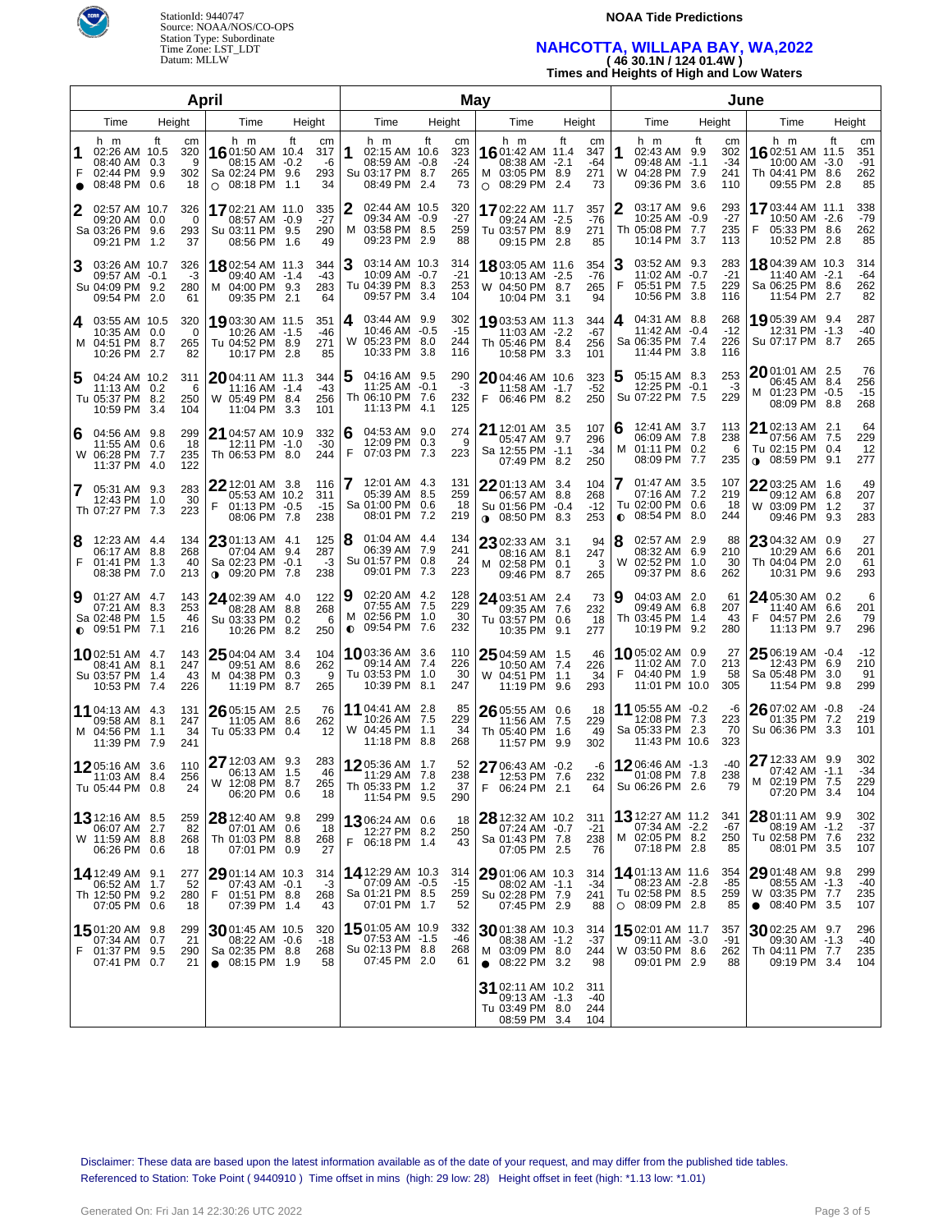StationId: 9440747
Source: NOAA/NOS/CO-OPS
Station Type: Subordinate
Time Zone: LST_LDT
Datum: MLLW

**NOAA Tide Predictions**

# NAHCOTTA, WILLAPA BAY, WA,2022

**( 46 30.1N / 124 01.4W )**

**Times and Heights of High and Low Waters**

## April

| Day | Time | ft | cm |
|---|---|---|---|
| 1 F ● | 02:26 AM | 10.5 | 320 |
| | 08:40 AM | 0.3 | 9 |
| | 02:44 PM | 9.9 | 302 |
| | 08:48 PM | 0.6 | 18 |
| 2 Sa | 02:57 AM | 10.7 | 326 |
| | 09:20 AM | 0.0 | 0 |
| | 03:26 PM | 9.6 | 293 |
| | 09:21 PM | 1.2 | 37 |
| 3 Su | 03:26 AM | 10.7 | 326 |
| | 09:57 AM | -0.1 | -3 |
| | 04:09 PM | 9.2 | 280 |
| | 09:54 PM | 2.0 | 61 |
| 4 M | 03:55 AM | 10.5 | 320 |
| | 10:35 AM | 0.0 | 0 |
| | 04:51 PM | 8.7 | 265 |
| | 10:26 PM | 2.7 | 82 |
| 5 Tu | 04:24 AM | 10.2 | 311 |
| | 11:13 AM | 0.2 | 6 |
| | 05:37 PM | 8.2 | 250 |
| | 10:59 PM | 3.4 | 104 |
| 6 W | 04:56 AM | 9.8 | 299 |
| | 11:55 AM | 0.6 | 18 |
| | 06:28 PM | 7.7 | 235 |
| | 11:37 PM | 4.0 | 122 |
| 7 Th | 05:31 AM | 9.3 | 283 |
| | 12:43 PM | 1.0 | 30 |
| | 07:27 PM | 7.3 | 223 |
| 8 F | 12:23 AM | 4.4 | 134 |
| | 06:17 AM | 8.8 | 268 |
| | 01:41 PM | 1.3 | 40 |
| | 08:38 PM | 7.0 | 213 |
| 9 Sa ◐ | 01:27 AM | 4.7 | 143 |
| | 07:21 AM | 8.3 | 253 |
| | 02:48 PM | 1.5 | 46 |
| | 09:51 PM | 7.1 | 216 |
| 10 Su | 02:51 AM | 4.7 | 143 |
| | 08:41 AM | 8.1 | 247 |
| | 03:57 PM | 1.4 | 43 |
| | 10:53 PM | 7.4 | 226 |
| 11 M | 04:13 AM | 4.3 | 131 |
| | 09:58 AM | 8.1 | 247 |
| | 04:56 PM | 1.1 | 34 |
| | 11:39 PM | 7.9 | 241 |
| 12 Tu | 05:16 AM | 3.6 | 110 |
| | 11:03 AM | 8.4 | 256 |
| | 05:44 PM | 0.8 | 24 |
| 13 W | 12:16 AM | 8.5 | 259 |
| | 06:07 AM | 2.7 | 82 |
| | 11:59 AM | 8.8 | 268 |
| | 06:26 PM | 0.6 | 18 |
| 14 Th | 12:49 AM | 9.1 | 277 |
| | 06:52 AM | 1.7 | 52 |
| | 12:50 PM | 9.2 | 280 |
| | 07:05 PM | 0.6 | 18 |
| 15 F | 01:20 AM | 9.8 | 299 |
| | 07:34 AM | 0.7 | 21 |
| | 01:37 PM | 9.5 | 290 |
| | 07:41 PM | 0.7 | 21 |
| 16 Sa ○ | 01:50 AM | 10.4 | 317 |
| | 08:15 AM | -0.2 | -6 |
| | 02:24 PM | 9.6 | 293 |
| | 08:18 PM | 1.1 | 34 |
| 17 Su | 02:21 AM | 11.0 | 335 |
| | 08:57 AM | -0.9 | -27 |
| | 03:11 PM | 9.5 | 290 |
| | 08:56 PM | 1.6 | 49 |
| 18 M | 02:54 AM | 11.3 | 344 |
| | 09:40 AM | -1.4 | -43 |
| | 04:00 PM | 9.3 | 283 |
| | 09:35 PM | 2.1 | 64 |
| 19 Tu | 03:30 AM | 11.5 | 351 |
| | 10:26 AM | -1.5 | -46 |
| | 04:52 PM | 8.9 | 271 |
| | 10:17 PM | 2.8 | 85 |
| 20 W | 04:11 AM | 11.3 | 344 |
| | 11:16 AM | -1.4 | -43 |
| | 05:49 PM | 8.4 | 256 |
| | 11:04 PM | 3.3 | 101 |
| 21 Th | 04:57 AM | 10.9 | 332 |
| | 12:11 PM | -1.0 | -30 |
| | 06:53 PM | 8.0 | 244 |
| 22 F | 12:01 AM | 3.8 | 116 |
| | 05:53 AM | 10.2 | 311 |
| | 01:13 PM | -0.5 | -15 |
| | 08:06 PM | 7.8 | 238 |
| 23 Sa ◑ | 01:13 AM | 4.1 | 125 |
| | 07:04 AM | 9.4 | 287 |
| | 02:23 PM | -0.1 | -3 |
| | 09:20 PM | 7.8 | 238 |
| 24 Su | 02:39 AM | 4.0 | 122 |
| | 08:28 AM | 8.8 | 268 |
| | 03:33 PM | 0.2 | 6 |
| | 10:26 PM | 8.2 | 250 |
| 25 M | 04:04 AM | 3.4 | 104 |
| | 09:51 AM | 8.6 | 262 |
| | 04:38 PM | 0.3 | 9 |
| | 11:19 PM | 8.7 | 265 |
| 26 Tu | 05:15 AM | 2.5 | 76 |
| | 11:05 AM | 8.6 | 262 |
| | 05:33 PM | 0.4 | 12 |
| 27 W | 12:03 AM | 9.3 | 283 |
| | 06:13 AM | 1.5 | 46 |
| | 12:08 PM | 8.7 | 265 |
| | 06:20 PM | 0.6 | 18 |
| 28 Th | 12:40 AM | 9.8 | 299 |
| | 07:01 AM | 0.6 | 18 |
| | 01:03 PM | 8.8 | 268 |
| | 07:01 PM | 0.9 | 27 |
| 29 F | 01:14 AM | 10.3 | 314 |
| | 07:43 AM | -0.1 | -3 |
| | 01:51 PM | 8.8 | 268 |
| | 07:39 PM | 1.4 | 43 |
| 30 Sa ● | 01:45 AM | 10.5 | 320 |
| | 08:22 AM | -0.6 | -18 |
| | 02:35 PM | 8.8 | 268 |
| | 08:15 PM | 1.9 | 58 |

## May

| Day | Time | ft | cm |
|---|---|---|---|
| 1 Su | 02:15 AM | 10.6 | 323 |
| | 08:59 AM | -0.8 | -24 |
| | 03:17 PM | 8.7 | 265 |
| | 08:49 PM | 2.4 | 73 |
| 2 M | 02:44 AM | 10.5 | 320 |
| | 09:34 AM | -0.9 | -27 |
| | 03:58 PM | 8.5 | 259 |
| | 09:23 PM | 2.9 | 88 |
| 3 Tu | 03:14 AM | 10.3 | 314 |
| | 10:09 AM | -0.7 | -21 |
| | 04:39 PM | 8.3 | 253 |
| | 09:57 PM | 3.4 | 104 |
| 4 W | 03:44 AM | 9.9 | 302 |
| | 10:46 AM | -0.5 | -15 |
| | 05:23 PM | 8.0 | 244 |
| | 10:33 PM | 3.8 | 116 |
| 5 Th | 04:16 AM | 9.5 | 290 |
| | 11:25 AM | -0.1 | -3 |
| | 06:10 PM | 7.6 | 232 |
| | 11:13 PM | 4.1 | 125 |
| 6 F | 04:53 AM | 9.0 | 274 |
| | 12:09 PM | 0.3 | 9 |
| | 07:03 PM | 7.3 | 223 |
| 7 Sa | 12:01 AM | 4.3 | 131 |
| | 05:39 AM | 8.5 | 259 |
| | 01:00 PM | 0.6 | 18 |
| | 08:01 PM | 7.2 | 219 |
| 8 Su | 01:04 AM | 4.4 | 134 |
| | 06:39 AM | 7.9 | 241 |
| | 01:57 PM | 0.8 | 24 |
| | 09:01 PM | 7.3 | 223 |
| 9 M ◐ | 02:20 AM | 4.2 | 128 |
| | 07:55 AM | 7.5 | 229 |
| | 02:56 PM | 1.0 | 30 |
| | 09:54 PM | 7.6 | 232 |
| 10 Tu | 03:36 AM | 3.6 | 110 |
| | 09:14 AM | 7.4 | 226 |
| | 03:53 PM | 1.0 | 30 |
| | 10:39 PM | 8.1 | 247 |
| 11 W | 04:41 AM | 2.8 | 85 |
| | 10:26 AM | 7.5 | 229 |
| | 04:45 PM | 1.1 | 34 |
| | 11:18 PM | 8.8 | 268 |
| 12 Th | 05:36 AM | 1.7 | 52 |
| | 11:29 AM | 7.8 | 238 |
| | 05:33 PM | 1.2 | 37 |
| | 11:54 PM | 9.5 | 290 |
| 13 F | 06:24 AM | 0.6 | 18 |
| | 12:27 PM | 8.2 | 250 |
| | 06:18 PM | 1.4 | 43 |
| 14 Sa | 12:29 AM | 10.3 | 314 |
| | 07:09 AM | -0.5 | -15 |
| | 01:21 PM | 8.5 | 259 |
| | 07:01 PM | 1.7 | 52 |
| 15 Su | 01:05 AM | 10.9 | 332 |
| | 07:53 AM | -1.5 | -46 |
| | 02:13 PM | 8.8 | 268 |
| | 07:45 PM | 2.0 | 61 |
| 16 M ○ | 01:42 AM | 11.4 | 347 |
| | 08:38 AM | -2.1 | -64 |
| | 03:05 PM | 8.9 | 271 |
| | 08:29 PM | 2.4 | 73 |
| 17 Tu | 02:22 AM | 11.7 | 357 |
| | 09:24 AM | -2.5 | -76 |
| | 03:57 PM | 8.9 | 271 |
| | 09:15 PM | 2.8 | 85 |
| 18 W | 03:05 AM | 11.6 | 354 |
| | 10:13 AM | -2.5 | -76 |
| | 04:50 PM | 8.7 | 265 |
| | 10:04 PM | 3.1 | 94 |
| 19 Th | 03:53 AM | 11.3 | 344 |
| | 11:03 AM | -2.2 | -67 |
| | 05:46 PM | 8.4 | 256 |
| | 10:58 PM | 3.3 | 101 |
| 20 F | 04:46 AM | 10.6 | 323 |
| | 11:58 AM | -1.7 | -52 |
| | 06:46 PM | 8.2 | 250 |
| 21 Sa | 12:01 AM | 3.5 | 107 |
| | 05:47 AM | 9.7 | 296 |
| | 12:55 PM | -1.1 | -34 |
| | 07:49 PM | 8.2 | 250 |
| 22 Su ◑ | 01:13 AM | 3.4 | 104 |
| | 06:57 AM | 8.8 | 268 |
| | 01:56 PM | -0.4 | -12 |
| | 08:50 PM | 8.3 | 253 |
| 23 M | 02:33 AM | 3.1 | 94 |
| | 08:16 AM | 8.1 | 247 |
| | 02:58 PM | 0.1 | 3 |
| | 09:46 PM | 8.7 | 265 |
| 24 Tu | 03:51 AM | 2.4 | 73 |
| | 09:35 AM | 7.6 | 232 |
| | 03:57 PM | 0.6 | 18 |
| | 10:35 PM | 9.1 | 277 |
| 25 W | 04:59 AM | 1.5 | 46 |
| | 10:50 AM | 7.4 | 226 |
| | 04:51 PM | 1.1 | 34 |
| | 11:19 PM | 9.6 | 293 |
| 26 Th | 05:55 AM | 0.6 | 18 |
| | 11:56 AM | 7.5 | 229 |
| | 05:40 PM | 1.6 | 49 |
| | 11:57 PM | 9.9 | 302 |
| 27 F | 06:43 AM | -0.2 | -6 |
| | 12:53 PM | 7.6 | 232 |
| | 06:24 PM | 2.1 | 64 |
| 28 Sa | 12:32 AM | 10.2 | 311 |
| | 07:24 AM | -0.7 | -21 |
| | 01:43 PM | 7.8 | 238 |
| | 07:05 PM | 2.5 | 76 |
| 29 Su | 01:06 AM | 10.3 | 314 |
| | 08:02 AM | -1.1 | -34 |
| | 02:28 PM | 7.9 | 241 |
| | 07:45 PM | 2.9 | 88 |
| 30 M ● | 01:38 AM | 10.3 | 314 |
| | 08:38 AM | -1.2 | -37 |
| | 03:09 PM | 8.0 | 244 |
| | 08:22 PM | 3.2 | 98 |
| 31 Tu | 02:11 AM | 10.2 | 311 |
| | 09:13 AM | -1.3 | -40 |
| | 03:49 PM | 8.0 | 244 |
| | 08:59 PM | 3.4 | 104 |

## June

| Day | Time | ft | cm |
|---|---|---|---|
| 1 W | 02:43 AM | 9.9 | 302 |
| | 09:48 AM | -1.1 | -34 |
| | 04:28 PM | 7.9 | 241 |
| | 09:36 PM | 3.6 | 110 |
| 2 Th | 03:17 AM | 9.6 | 293 |
| | 10:25 AM | -0.9 | -27 |
| | 05:08 PM | 7.7 | 235 |
| | 10:14 PM | 3.7 | 113 |
| 3 F | 03:52 AM | 9.3 | 283 |
| | 11:02 AM | -0.7 | -21 |
| | 05:51 PM | 7.5 | 229 |
| | 10:56 PM | 3.8 | 116 |
| 4 Sa | 04:31 AM | 8.8 | 268 |
| | 11:42 AM | -0.4 | -12 |
| | 06:35 PM | 7.4 | 226 |
| | 11:44 PM | 3.8 | 116 |
| 5 Su | 05:15 AM | 8.3 | 253 |
| | 12:25 PM | -0.1 | -3 |
| | 07:22 PM | 7.5 | 229 |
| 6 M | 12:41 AM | 3.7 | 113 |
| | 06:09 AM | 7.8 | 238 |
| | 01:11 PM | 0.2 | 6 |
| | 08:09 PM | 7.7 | 235 |
| 7 Tu ◐ | 01:47 AM | 3.5 | 107 |
| | 07:16 AM | 7.2 | 219 |
| | 02:00 PM | 0.6 | 18 |
| | 08:54 PM | 8.0 | 244 |
| 8 W | 02:57 AM | 2.9 | 88 |
| | 08:32 AM | 6.9 | 210 |
| | 02:52 PM | 1.0 | 30 |
| | 09:37 PM | 8.6 | 262 |
| 9 Th | 04:03 AM | 2.0 | 61 |
| | 09:49 AM | 6.8 | 207 |
| | 03:45 PM | 1.4 | 43 |
| | 10:19 PM | 9.2 | 280 |
| 10 F | 05:02 AM | 0.9 | 27 |
| | 11:02 AM | 7.0 | 213 |
| | 04:40 PM | 1.9 | 58 |
| | 11:01 PM | 10.0 | 305 |
| 11 Sa | 05:55 AM | -0.2 | -6 |
| | 12:08 PM | 7.3 | 223 |
| | 05:33 PM | 2.3 | 70 |
| | 11:43 PM | 10.6 | 323 |
| 12 Su | 06:46 AM | -1.3 | -40 |
| | 01:08 PM | 7.8 | 238 |
| | 06:26 PM | 2.6 | 79 |
| 13 M | 12:27 AM | 11.2 | 341 |
| | 07:34 AM | -2.2 | -67 |
| | 02:05 PM | 8.2 | 250 |
| | 07:18 PM | 2.8 | 85 |
| 14 Tu ○ | 01:13 AM | 11.6 | 354 |
| | 08:23 AM | -2.8 | -85 |
| | 02:58 PM | 8.5 | 259 |
| | 08:09 PM | 2.8 | 85 |
| 15 W | 02:01 AM | 11.7 | 357 |
| | 09:11 AM | -3.0 | -91 |
| | 03:50 PM | 8.6 | 262 |
| | 09:01 PM | 2.9 | 88 |
| 16 Th | 02:51 AM | 11.5 | 351 |
| | 10:00 AM | -3.0 | -91 |
| | 04:41 PM | 8.6 | 262 |
| | 09:55 PM | 2.8 | 85 |
| 17 F | 03:44 AM | 11.1 | 338 |
| | 10:50 AM | -2.6 | -79 |
| | 05:33 PM | 8.6 | 262 |
| | 10:52 PM | 2.8 | 85 |
| 18 Sa | 04:39 AM | 10.3 | 314 |
| | 11:40 AM | -2.1 | -64 |
| | 06:25 PM | 8.6 | 262 |
| | 11:54 PM | 2.7 | 82 |
| 19 Su | 05:39 AM | 9.4 | 287 |
| | 12:31 PM | -1.3 | -40 |
| | 07:17 PM | 8.7 | 265 |
| 20 M | 01:01 AM | 2.5 | 76 |
| | 06:45 AM | 8.4 | 256 |
| | 01:23 PM | -0.5 | -15 |
| | 08:09 PM | 8.8 | 268 |
| 21 Tu | 02:13 AM | 2.1 | 64 |
| | 07:56 AM | 7.5 | 229 |
| | 02:15 PM | 0.4 | 12 |
| | 08:59 PM | 9.1 | 277 |
| 22 W | 03:25 AM | 1.6 | 49 |
| | 09:12 AM | 6.8 | 207 |
| | 03:09 PM | 1.2 | 37 |
| | 09:46 PM | 9.3 | 283 |
| 23 Th | 04:32 AM | 0.9 | 27 |
| | 10:29 AM | 6.6 | 201 |
| | 04:04 PM | 2.0 | 61 |
| | 10:31 PM | 9.6 | 293 |
| 24 F | 05:30 AM | 0.2 | 6 |
| | 11:40 AM | 6.6 | 201 |
| | 04:57 PM | 2.6 | 79 |
| | 11:13 PM | 9.7 | 296 |
| 25 Sa | 06:19 AM | -0.4 | -12 |
| | 12:43 PM | 6.9 | 210 |
| | 05:48 PM | 3.0 | 91 |
| | 11:54 PM | 9.8 | 299 |
| 26 Su | 07:02 AM | -0.8 | -24 |
| | 01:35 PM | 7.2 | 219 |
| | 06:36 PM | 3.3 | 101 |
| 27 M | 12:33 AM | 9.9 | 302 |
| | 07:42 AM | -1.1 | -34 |
| | 02:19 PM | 7.5 | 229 |
| | 07:20 PM | 3.4 | 104 |
| 28 Tu | 01:11 AM | 9.9 | 302 |
| | 08:19 AM | -1.2 | -37 |
| | 02:58 PM | 7.6 | 232 |
| | 08:01 PM | 3.5 | 107 |
| 29 W ● | 01:48 AM | 9.8 | 299 |
| | 08:55 AM | -1.3 | -40 |
| | 03:35 PM | 7.7 | 235 |
| | 08:40 PM | 3.5 | 107 |
| 30 Th | 02:25 AM | 9.7 | 296 |
| | 09:30 AM | -1.3 | -40 |
| | 04:11 PM | 7.7 | 235 |
| | 09:19 PM | 3.4 | 104 |

Disclaimer: These data are based upon the latest information available as of the date of your request, and may differ from the published tide tables.
Referenced to Station: Toke Point ( 9440910 ) Time offset in mins (high: 29 low: 28) Height offset in feet (high: *1.13 low: *1.01)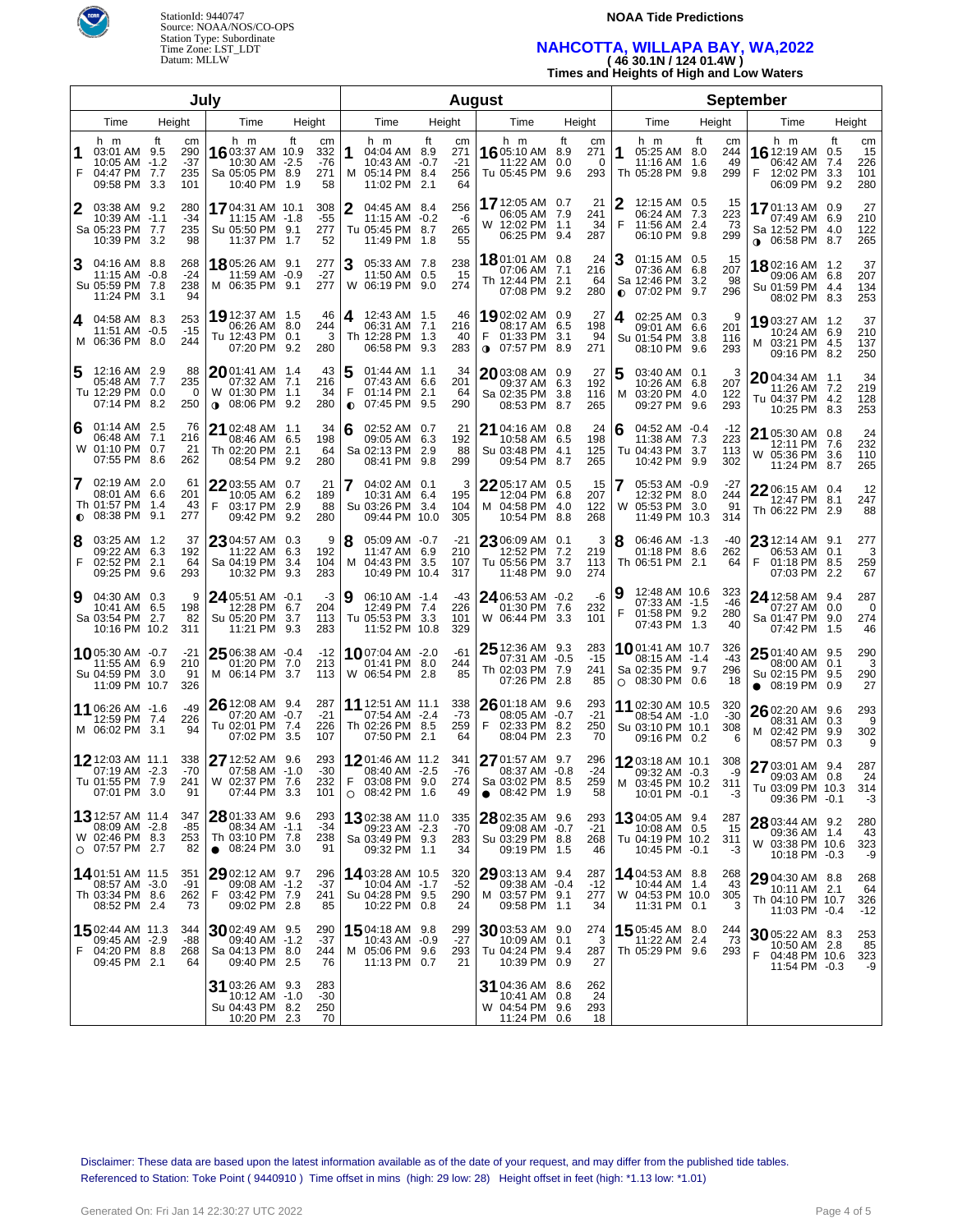StationId: 9440747
Source: NOAA/NOS/CO-OPS
Station Type: Subordinate
Time Zone: LST_LDT
Datum: MLLW

**NOAA Tide Predictions**

## NAHCOTTA, WILLAPA BAY, WA,2022
**( 46 30.1N / 124 01.4W )**
**Times and Heights of High and Low Waters**

### July

| Day | | Time | Height (ft) | Height (cm) |
|---|---|---|---|---|
| 1 | F | 03:01 AM | 9.5 | 290 |
| | | 10:05 AM | -1.2 | -37 |
| | | 04:47 PM | 7.7 | 235 |
| | | 09:58 PM | 3.3 | 101 |
| 2 | Sa | 03:38 AM | 9.2 | 280 |
| | | 10:39 AM | -1.1 | -34 |
| | | 05:23 PM | 7.7 | 235 |
| | | 10:39 PM | 3.2 | 98 |
| 3 | Su | 04:16 AM | 8.8 | 268 |
| | | 11:15 AM | -0.8 | -24 |
| | | 05:59 PM | 7.8 | 238 |
| | | 11:24 PM | 3.1 | 94 |
| 4 | M | 04:58 AM | 8.3 | 253 |
| | | 11:51 AM | -0.5 | -15 |
| | | 06:36 PM | 8.0 | 244 |
| 5 | Tu | 12:16 AM | 2.9 | 88 |
| | | 05:48 AM | 7.7 | 235 |
| | | 12:29 PM | 0.0 | 0 |
| | | 07:14 PM | 8.2 | 250 |
| 6 | W | 01:14 AM | 2.5 | 76 |
| | | 06:48 AM | 7.1 | 216 |
| | | 01:10 PM | 0.7 | 21 |
| | | 07:55 PM | 8.6 | 262 |
| 7 | Th ◐ | 02:19 AM | 2.0 | 61 |
| | | 08:01 AM | 6.6 | 201 |
| | | 01:57 PM | 1.4 | 43 |
| | | 08:38 PM | 9.1 | 277 |
| 8 | F | 03:25 AM | 1.2 | 37 |
| | | 09:22 AM | 6.3 | 192 |
| | | 02:52 PM | 2.1 | 64 |
| | | 09:25 PM | 9.6 | 293 |
| 9 | Sa | 04:30 AM | 0.3 | 9 |
| | | 10:41 AM | 6.5 | 198 |
| | | 03:54 PM | 2.7 | 82 |
| | | 10:16 PM | 10.2 | 311 |
| 10 | Su | 05:30 AM | -0.7 | -21 |
| | | 11:55 AM | 6.9 | 210 |
| | | 04:59 PM | 3.0 | 91 |
| | | 11:09 PM | 10.7 | 326 |
| 11 | M | 06:26 AM | -1.6 | -49 |
| | | 12:59 PM | 7.4 | 226 |
| | | 06:02 PM | 3.1 | 94 |
| 12 | Tu | 12:03 AM | 11.1 | 338 |
| | | 07:19 AM | -2.3 | -70 |
| | | 01:55 PM | 7.9 | 241 |
| | | 07:01 PM | 3.0 | 91 |
| 13 | W ○ | 12:57 AM | 11.4 | 347 |
| | | 08:09 AM | -2.8 | -85 |
| | | 02:46 PM | 8.3 | 253 |
| | | 07:57 PM | 2.7 | 82 |
| 14 | Th | 01:51 AM | 11.5 | 351 |
| | | 08:57 AM | -3.0 | -91 |
| | | 03:34 PM | 8.6 | 262 |
| | | 08:52 PM | 2.4 | 73 |
| 15 | F | 02:44 AM | 11.3 | 344 |
| | | 09:45 AM | -2.9 | -88 |
| | | 04:20 PM | 8.8 | 268 |
| | | 09:45 PM | 2.1 | 64 |
| 16 | Sa | 03:37 AM | 10.9 | 332 |
| | | 10:30 AM | -2.5 | -76 |
| | | 05:05 PM | 8.9 | 271 |
| | | 10:40 PM | 1.9 | 58 |
| 17 | Su | 04:31 AM | 10.1 | 308 |
| | | 11:15 AM | -1.8 | -55 |
| | | 05:50 PM | 9.1 | 277 |
| | | 11:37 PM | 1.7 | 52 |
| 18 | M | 05:26 AM | 9.1 | 277 |
| | | 11:59 AM | -0.9 | -27 |
| | | 06:35 PM | 9.1 | 277 |
| 19 | Tu | 12:37 AM | 1.5 | 46 |
| | | 06:26 AM | 8.0 | 244 |
| | | 12:43 PM | 0.1 | 3 |
| | | 07:20 PM | 9.2 | 280 |
| 20 | W ◑ | 01:41 AM | 1.4 | 43 |
| | | 07:32 AM | 7.1 | 216 |
| | | 01:30 PM | 1.1 | 34 |
| | | 08:06 PM | 9.2 | 280 |
| 21 | Th | 02:48 AM | 1.1 | 34 |
| | | 08:46 AM | 6.5 | 198 |
| | | 02:20 PM | 2.1 | 64 |
| | | 08:51 PM | 9.2 | 280 |
| 22 | F | 03:55 AM | 0.7 | 21 |
| | | 10:05 AM | 6.2 | 189 |
| | | 03:17 PM | 2.9 | 88 |
| | | 09:42 PM | 9.2 | 280 |
| 23 | Sa | 04:57 AM | 0.3 | 9 |
| | | 11:22 AM | 6.3 | 192 |
| | | 04:19 PM | 3.4 | 104 |
| | | 10:32 PM | 9.3 | 283 |
| 24 | Su | 05:51 AM | -0.1 | -3 |
| | | 12:28 PM | 6.7 | 204 |
| | | 05:20 PM | 3.7 | 113 |
| | | 11:21 PM | 9.3 | 283 |
| 25 | M | 06:38 AM | -0.4 | -12 |
| | | 01:20 PM | 7.0 | 213 |
| | | 06:14 PM | 3.7 | 113 |
| 26 | Tu | 12:08 AM | 9.4 | 287 |
| | | 07:20 AM | -0.7 | -21 |
| | | 02:01 PM | 7.4 | 226 |
| | | 07:02 PM | 3.5 | 107 |
| 27 | W | 12:52 AM | 9.6 | 293 |
| | | 07:58 AM | -1.0 | -30 |
| | | 02:37 PM | 7.6 | 232 |
| | | 07:44 PM | 3.3 | 101 |
| 28 | Th ● | 01:33 AM | 9.6 | 293 |
| | | 08:34 AM | -1.1 | -34 |
| | | 03:10 PM | 7.8 | 238 |
| | | 08:24 PM | 3.0 | 91 |
| 29 | F | 02:12 AM | 9.7 | 296 |
| | | 09:08 AM | -1.2 | -37 |
| | | 03:42 PM | 7.9 | 241 |
| | | 09:02 PM | 2.8 | 85 |
| 30 | Sa | 02:49 AM | 9.5 | 290 |
| | | 09:40 AM | -1.2 | -37 |
| | | 04:13 PM | 8.0 | 244 |
| | | 09:40 PM | 2.5 | 76 |
| 31 | Su | 03:26 AM | 9.3 | 283 |
| | | 10:12 AM | -1.0 | -30 |
| | | 04:43 PM | 8.2 | 250 |
| | | 10:20 PM | 2.3 | 70 |

### August

| Day | | Time | Height (ft) | Height (cm) |
|---|---|---|---|---|
| 1 | M | 04:04 AM | 8.9 | 271 |
| | | 10:43 AM | -0.7 | -21 |
| | | 05:14 PM | 8.4 | 256 |
| | | 11:02 PM | 2.1 | 64 |
| 2 | Tu | 04:45 AM | 8.4 | 256 |
| | | 11:15 AM | -0.2 | -6 |
| | | 05:45 PM | 8.7 | 265 |
| | | 11:49 PM | 1.8 | 55 |
| 3 | W | 05:33 AM | 7.8 | 238 |
| | | 11:50 AM | 0.5 | 15 |
| | | 06:19 PM | 9.0 | 274 |
| 4 | Th | 12:43 AM | 1.5 | 46 |
| | | 06:31 AM | 7.1 | 216 |
| | | 12:28 PM | 1.3 | 40 |
| | | 06:58 PM | 9.3 | 283 |
| 5 | F ◐ | 01:44 AM | 1.1 | 34 |
| | | 07:43 AM | 6.6 | 201 |
| | | 01:14 PM | 2.1 | 64 |
| | | 07:45 PM | 9.5 | 290 |
| 6 | Sa | 02:52 AM | 0.7 | 21 |
| | | 09:05 AM | 6.3 | 192 |
| | | 02:13 PM | 2.9 | 88 |
| | | 08:41 PM | 9.8 | 299 |
| 7 | Su | 04:02 AM | 0.1 | 3 |
| | | 10:31 AM | 6.4 | 195 |
| | | 03:26 PM | 3.4 | 104 |
| | | 09:44 PM | 10.0 | 305 |
| 8 | M | 05:09 AM | -0.7 | -21 |
| | | 11:47 AM | 6.9 | 210 |
| | | 04:43 PM | 3.5 | 107 |
| | | 10:49 PM | 10.4 | 317 |
| 9 | Tu | 06:10 AM | -1.4 | -43 |
| | | 12:49 PM | 7.4 | 226 |
| | | 05:53 PM | 3.3 | 101 |
| | | 11:52 PM | 10.8 | 329 |
| 10 | W | 07:04 AM | -2.0 | -61 |
| | | 01:41 PM | 8.0 | 244 |
| | | 06:54 PM | 2.8 | 85 |
| 11 | Th | 12:51 AM | 11.1 | 338 |
| | | 07:54 AM | -2.4 | -73 |
| | | 02:26 PM | 8.5 | 259 |
| | | 07:50 PM | 2.1 | 64 |
| 12 | F ○ | 01:46 AM | 11.2 | 341 |
| | | 08:40 AM | -2.5 | -76 |
| | | 03:08 PM | 9.0 | 274 |
| | | 08:42 PM | 1.6 | 49 |
| 13 | Sa | 02:38 AM | 11.0 | 335 |
| | | 09:23 AM | -2.3 | -70 |
| | | 03:49 PM | 9.3 | 283 |
| | | 09:32 PM | 1.1 | 34 |
| 14 | Su | 03:28 AM | 10.5 | 320 |
| | | 10:04 AM | -1.7 | -52 |
| | | 04:28 PM | 9.5 | 290 |
| | | 10:22 PM | 0.8 | 24 |
| 15 | M | 04:18 AM | 9.8 | 299 |
| | | 10:43 AM | -0.9 | -27 |
| | | 05:06 PM | 9.6 | 293 |
| | | 11:13 PM | 0.7 | 21 |
| 16 | Tu | 05:10 AM | 8.9 | 271 |
| | | 11:22 AM | 0.0 | 0 |
| | | 05:45 PM | 9.6 | 293 |
| 17 | W | 12:05 AM | 0.7 | 21 |
| | | 06:05 AM | 7.9 | 241 |
| | | 12:02 PM | 1.1 | 34 |
| | | 06:25 PM | 9.4 | 287 |
| 18 | Th | 01:01 AM | 0.8 | 24 |
| | | 07:06 AM | 7.1 | 216 |
| | | 12:44 PM | 2.1 | 64 |
| | | 07:08 PM | 9.2 | 280 |
| 19 | F ◑ | 02:02 AM | 0.9 | 27 |
| | | 08:17 AM | 6.5 | 198 |
| | | 01:33 PM | 3.1 | 94 |
| | | 07:57 PM | 8.9 | 271 |
| 20 | Sa | 03:08 AM | 0.9 | 27 |
| | | 09:37 AM | 6.3 | 192 |
| | | 02:35 PM | 3.8 | 116 |
| | | 08:53 PM | 8.7 | 265 |
| 21 | Su | 04:16 AM | 0.8 | 24 |
| | | 10:58 AM | 6.5 | 198 |
| | | 03:48 PM | 4.1 | 125 |
| | | 09:54 PM | 8.7 | 265 |
| 22 | M | 05:17 AM | 0.5 | 15 |
| | | 12:04 PM | 6.8 | 207 |
| | | 04:58 PM | 4.0 | 122 |
| | | 10:54 PM | 8.8 | 268 |
| 23 | Tu | 06:09 AM | 0.1 | 3 |
| | | 12:52 PM | 7.2 | 219 |
| | | 05:56 PM | 3.7 | 113 |
| | | 11:48 PM | 9.0 | 274 |
| 24 | W | 06:53 AM | -0.2 | -6 |
| | | 01:30 PM | 7.6 | 232 |
| | | 06:44 PM | 3.3 | 101 |
| 25 | Th | 12:36 AM | 9.3 | 283 |
| | | 07:31 AM | -0.5 | -15 |
| | | 02:03 PM | 7.9 | 241 |
| | | 07:26 PM | 2.8 | 85 |
| 26 | F | 01:18 AM | 9.6 | 293 |
| | | 08:05 AM | -0.7 | -21 |
| | | 02:33 PM | 8.2 | 250 |
| | | 08:04 PM | 2.3 | 70 |
| 27 | Sa ● | 01:57 AM | 9.7 | 296 |
| | | 08:37 AM | -0.8 | -24 |
| | | 03:02 PM | 8.5 | 259 |
| | | 08:42 PM | 1.9 | 58 |
| 28 | Su | 02:35 AM | 9.6 | 293 |
| | | 09:08 AM | -0.7 | -21 |
| | | 03:29 PM | 8.8 | 268 |
| | | 09:19 PM | 1.5 | 46 |
| 29 | M | 03:13 AM | 9.4 | 287 |
| | | 09:38 AM | -0.4 | -12 |
| | | 03:57 PM | 9.1 | 277 |
| | | 09:58 PM | 1.1 | 34 |
| 30 | Tu | 03:53 AM | 9.0 | 274 |
| | | 10:09 AM | 0.1 | 3 |
| | | 04:24 PM | 9.4 | 287 |
| | | 10:39 PM | 0.9 | 27 |
| 31 | W | 04:36 AM | 8.6 | 262 |
| | | 10:41 AM | 0.8 | 24 |
| | | 04:54 PM | 9.6 | 293 |
| | | 11:24 PM | 0.6 | 18 |

### September

| Day | | Time | Height (ft) | Height (cm) |
|---|---|---|---|---|
| 1 | Th | 05:25 AM | 8.0 | 244 |
| | | 11:16 AM | 1.6 | 49 |
| | | 05:28 PM | 9.8 | 299 |
| 2 | F | 12:15 AM | 0.5 | 15 |
| | | 06:24 AM | 7.3 | 223 |
| | | 11:56 AM | 2.4 | 73 |
| | | 06:10 PM | 9.8 | 299 |
| 3 | Sa ◐ | 01:15 AM | 0.5 | 15 |
| | | 07:36 AM | 6.8 | 207 |
| | | 12:46 PM | 3.2 | 98 |
| | | 07:02 PM | 9.7 | 296 |
| 4 | Su | 02:25 AM | 0.3 | 9 |
| | | 09:01 AM | 6.6 | 201 |
| | | 01:54 PM | 3.8 | 116 |
| | | 08:10 PM | 9.6 | 293 |
| 5 | M | 03:40 AM | 0.1 | 3 |
| | | 10:26 AM | 6.8 | 207 |
| | | 03:20 PM | 4.0 | 122 |
| | | 09:27 PM | 9.6 | 293 |
| 6 | Tu | 04:52 AM | -0.4 | -12 |
| | | 11:38 AM | 7.3 | 223 |
| | | 04:43 PM | 3.7 | 113 |
| | | 10:42 PM | 9.9 | 302 |
| 7 | W | 05:53 AM | -0.9 | -27 |
| | | 12:32 PM | 8.0 | 244 |
| | | 05:53 PM | 3.0 | 91 |
| | | 11:49 PM | 10.3 | 314 |
| 8 | Th | 06:46 AM | -1.3 | -40 |
| | | 01:18 PM | 8.6 | 262 |
| | | 06:51 PM | 2.1 | 64 |
| 9 | F | 12:48 AM | 10.6 | 323 |
| | | 07:33 AM | -1.5 | -46 |
| | | 01:58 PM | 9.2 | 280 |
| | | 07:43 PM | 1.3 | 40 |
| 10 | Sa ○ | 01:41 AM | 10.7 | 326 |
| | | 08:15 AM | -1.4 | -43 |
| | | 02:35 PM | 9.7 | 296 |
| | | 08:30 PM | 0.6 | 18 |
| 11 | Su | 02:30 AM | 10.5 | 320 |
| | | 08:54 AM | -1.0 | -30 |
| | | 03:10 PM | 10.1 | 308 |
| | | 09:16 PM | 0.2 | 6 |
| 12 | M | 03:18 AM | 10.1 | 308 |
| | | 09:32 AM | -0.3 | -9 |
| | | 03:45 PM | 10.2 | 311 |
| | | 10:01 PM | -0.1 | -3 |
| 13 | Tu | 04:05 AM | 9.4 | 287 |
| | | 10:08 AM | 0.5 | 15 |
| | | 04:19 PM | 10.2 | 311 |
| | | 10:45 PM | -0.1 | -3 |
| 14 | W | 04:53 AM | 8.8 | 268 |
| | | 10:44 AM | 1.4 | 43 |
| | | 04:53 PM | 10.0 | 305 |
| | | 11:31 PM | 0.1 | 3 |
| 15 | Th | 05:45 AM | 8.0 | 244 |
| | | 11:22 AM | 2.4 | 73 |
| | | 05:29 PM | 9.6 | 293 |
| 16 | F | 12:19 AM | 0.5 | 15 |
| | | 06:42 AM | 7.4 | 226 |
| | | 12:02 PM | 3.3 | 101 |
| | | 06:09 PM | 9.2 | 280 |
| 17 | Sa ◑ | 01:13 AM | 0.9 | 27 |
| | | 07:49 AM | 6.9 | 210 |
| | | 12:52 PM | 4.0 | 122 |
| | | 06:58 PM | 8.7 | 265 |
| 18 | Su | 02:16 AM | 1.2 | 37 |
| | | 09:06 AM | 6.8 | 207 |
| | | 01:59 PM | 4.4 | 134 |
| | | 08:02 PM | 8.3 | 253 |
| 19 | M | 03:27 AM | 1.2 | 37 |
| | | 10:24 AM | 6.9 | 210 |
| | | 03:21 PM | 4.5 | 137 |
| | | 09:16 PM | 8.2 | 250 |
| 20 | Tu | 04:34 AM | 1.1 | 34 |
| | | 11:26 AM | 7.2 | 219 |
| | | 04:37 PM | 4.2 | 128 |
| | | 10:25 PM | 8.3 | 253 |
| 21 | W | 05:30 AM | 0.8 | 24 |
| | | 12:11 PM | 7.6 | 232 |
| | | 05:36 PM | 3.6 | 110 |
| | | 11:24 PM | 8.7 | 265 |
| 22 | Th | 06:15 AM | 0.4 | 12 |
| | | 12:47 PM | 8.1 | 247 |
| | | 06:22 PM | 2.9 | 88 |
| 23 | F | 12:14 AM | 9.1 | 277 |
| | | 06:53 AM | 0.1 | 3 |
| | | 01:18 PM | 8.5 | 259 |
| | | 07:03 PM | 2.2 | 67 |
| 24 | Sa | 12:58 AM | 9.4 | 287 |
| | | 07:27 AM | 0.0 | 0 |
| | | 01:47 PM | 9.0 | 274 |
| | | 07:42 PM | 1.5 | 46 |
| 25 | Su ● | 01:40 AM | 9.5 | 290 |
| | | 08:00 AM | 0.1 | 3 |
| | | 02:15 PM | 9.5 | 290 |
| | | 08:19 PM | 0.9 | 27 |
| 26 | M | 02:20 AM | 9.6 | 293 |
| | | 08:31 AM | 0.3 | 9 |
| | | 02:42 PM | 9.9 | 302 |
| | | 08:57 PM | 0.3 | 9 |
| 27 | Tu | 03:01 AM | 9.4 | 287 |
| | | 09:03 AM | 0.8 | 24 |
| | | 03:09 PM | 10.3 | 314 |
| | | 09:36 PM | -0.1 | -3 |
| 28 | W | 03:44 AM | 9.2 | 280 |
| | | 09:36 AM | 1.4 | 43 |
| | | 03:38 PM | 10.6 | 323 |
| | | 10:18 PM | -0.3 | -9 |
| 29 | Th | 04:30 AM | 8.8 | 268 |
| | | 10:11 AM | 2.1 | 64 |
| | | 04:10 PM | 10.7 | 326 |
| | | 11:03 PM | -0.4 | -12 |
| 30 | F | 05:22 AM | 8.3 | 253 |
| | | 10:50 AM | 2.8 | 85 |
| | | 04:48 PM | 10.6 | 323 |
| | | 11:54 PM | -0.3 | -9 |

Disclaimer: These data are based upon the latest information available as of the date of your request, and may differ from the published tide tables.
Referenced to Station: Toke Point ( 9440910 ) Time offset in mins (high: 29 low: 28) Height offset in feet (high: *1.13 low: *1.01)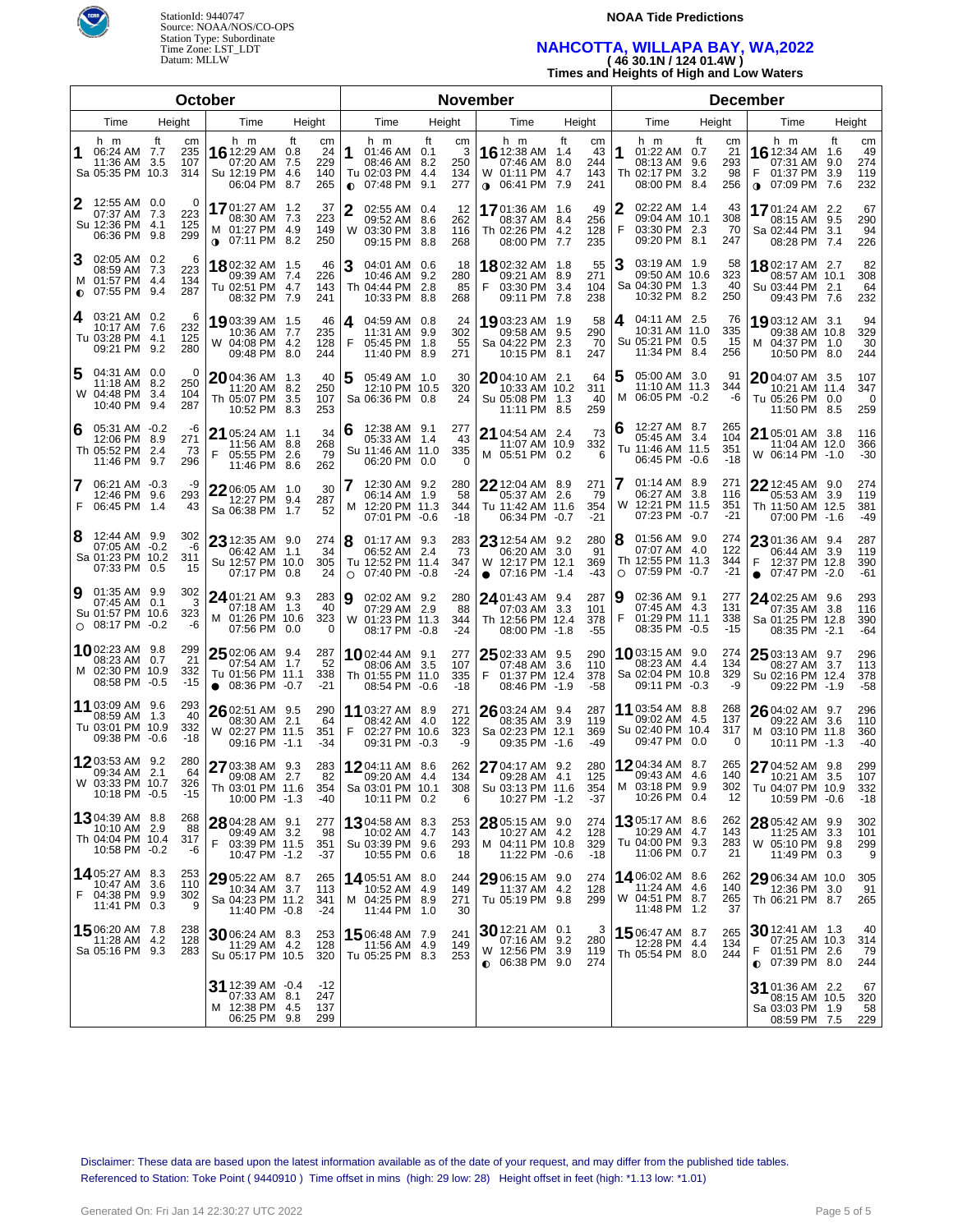StationId: 9440747
Source: NOAA/NOS/CO-OPS
Station Type: Subordinate
Time Zone: LST_LDT
Datum: MLLW

**NOAA Tide Predictions**

# NAHCOTTA, WILLAPA BAY, WA,2022

**( 46 30.1N / 124 01.4W )**

**Times and Heights of High and Low Waters**

## October

| Day | Time (h m) | Height (ft) | Height (cm) |
|---|---|---|---|
| 1 Sa | 06:24 AM<br>11:36 AM<br>05:35 PM | 7.7<br>3.5<br>10.3 | 235<br>107<br>314 |
| 2 Su | 12:55 AM<br>07:37 AM<br>12:36 PM<br>06:36 PM | 0.0<br>7.3<br>4.1<br>9.8 | 0<br>223<br>125<br>299 |
| 3 M ◐ | 02:05 AM<br>08:59 AM<br>01:57 PM<br>07:55 PM | 0.2<br>7.3<br>4.4<br>9.4 | 6<br>223<br>134<br>287 |
| 4 Tu | 03:21 AM<br>10:17 AM<br>03:28 PM<br>09:21 PM | 0.2<br>7.6<br>4.1<br>9.2 | 6<br>232<br>125<br>280 |
| 5 W | 04:31 AM<br>11:18 AM<br>04:48 PM<br>10:40 PM | 0.0<br>8.2<br>3.4<br>9.4 | 0<br>250<br>104<br>287 |
| 6 Th | 05:31 AM<br>12:06 PM<br>05:52 PM<br>11:46 PM | -0.2<br>8.9<br>2.4<br>9.7 | -6<br>271<br>73<br>296 |
| 7 F | 06:21 AM<br>12:46 PM<br>06:45 PM | -0.3<br>9.6<br>1.4 | -9<br>293<br>43 |
| 8 Sa | 12:44 AM<br>07:05 AM<br>01:23 PM<br>07:33 PM | 9.9<br>-0.2<br>10.2<br>0.5 | 302<br>-6<br>311<br>15 |
| 9 Su ○ | 01:35 AM<br>07:45 AM<br>01:57 PM<br>08:17 PM | 9.9<br>0.1<br>10.6<br>-0.2 | 302<br>3<br>323<br>-6 |
| 10 M | 02:23 AM<br>08:23 AM<br>02:30 PM<br>08:58 PM | 9.8<br>0.7<br>10.9<br>-0.5 | 299<br>21<br>332<br>-15 |
| 11 Tu | 03:09 AM<br>08:59 AM<br>03:01 PM<br>09:38 PM | 9.6<br>1.3<br>10.9<br>-0.6 | 293<br>40<br>332<br>-18 |
| 12 W | 03:53 AM<br>09:34 AM<br>03:33 PM<br>10:18 PM | 9.2<br>2.1<br>10.7<br>-0.5 | 280<br>64<br>326<br>-15 |
| 13 Th | 04:39 AM<br>10:10 AM<br>04:04 PM<br>10:58 PM | 8.8<br>2.9<br>10.4<br>-0.2 | 268<br>88<br>317<br>-6 |
| 14 F | 05:27 AM<br>10:47 AM<br>04:38 PM<br>11:41 PM | 8.3<br>3.6<br>9.9<br>0.3 | 253<br>110<br>302<br>9 |
| 15 Sa | 06:20 AM<br>11:28 AM<br>05:16 PM | 7.8<br>4.2<br>9.3 | 238<br>128<br>283 |
| 16 Su | 12:29 AM<br>07:20 AM<br>12:19 PM<br>06:04 PM | 0.8<br>7.5<br>4.6<br>8.7 | 24<br>229<br>140<br>265 |
| 17 M ◑ | 01:27 AM<br>08:30 AM<br>01:27 PM<br>07:11 PM | 1.2<br>7.3<br>4.9<br>8.2 | 37<br>223<br>149<br>250 |
| 18 Tu | 02:32 AM<br>09:39 AM<br>02:51 PM<br>08:32 PM | 1.5<br>7.4<br>4.7<br>7.9 | 46<br>226<br>143<br>241 |
| 19 W | 03:39 AM<br>10:36 AM<br>04:08 PM<br>09:48 PM | 1.5<br>7.7<br>4.2<br>8.0 | 46<br>235<br>128<br>244 |
| 20 Th | 04:36 AM<br>11:20 AM<br>05:07 PM<br>10:52 PM | 1.3<br>8.2<br>3.5<br>8.3 | 40<br>250<br>107<br>253 |
| 21 F | 05:24 AM<br>11:56 AM<br>05:55 PM<br>11:46 PM | 1.1<br>8.8<br>2.6<br>8.6 | 34<br>268<br>79<br>262 |
| 22 Sa | 06:05 AM<br>12:27 PM<br>06:38 PM | 1.0<br>9.4<br>1.7 | 30<br>287<br>52 |
| 23 Su | 12:35 AM<br>06:42 AM<br>12:57 PM<br>07:17 PM | 9.0<br>1.1<br>10.0<br>0.8 | 274<br>34<br>305<br>24 |
| 24 M | 01:21 AM<br>07:18 AM<br>01:26 PM<br>07:56 PM | 9.3<br>1.3<br>10.6<br>0.0 | 283<br>40<br>323<br>0 |
| 25 Tu ● | 02:06 AM<br>07:54 AM<br>01:56 PM<br>08:36 PM | 9.4<br>1.7<br>11.1<br>-0.7 | 287<br>52<br>338<br>-21 |
| 26 W | 02:51 AM<br>08:30 AM<br>02:27 PM<br>09:16 PM | 9.5<br>2.1<br>11.5<br>-1.1 | 290<br>64<br>351<br>-34 |
| 27 Th | 03:38 AM<br>09:08 AM<br>03:01 PM<br>10:00 PM | 9.3<br>2.7<br>11.6<br>-1.3 | 283<br>82<br>354<br>-40 |
| 28 F | 04:28 AM<br>09:49 AM<br>03:39 PM<br>10:47 PM | 9.1<br>3.2<br>11.5<br>-1.2 | 277<br>98<br>351<br>-37 |
| 29 Sa | 05:22 AM<br>10:34 AM<br>04:23 PM<br>11:40 PM | 8.7<br>3.7<br>11.2<br>-0.8 | 265<br>113<br>341<br>-24 |
| 30 Su | 06:24 AM<br>11:29 AM<br>05:17 PM | 8.3<br>4.2<br>10.5 | 253<br>128<br>320 |
| 31 M | 12:39 AM<br>07:33 AM<br>12:38 PM<br>06:25 PM | -0.4<br>8.1<br>4.5<br>9.8 | -12<br>247<br>137<br>299 |

## November

| Day | Time (h m) | Height (ft) | Height (cm) |
|---|---|---|---|
| 1 Tu ◐ | 01:46 AM<br>08:46 AM<br>02:03 PM<br>07:48 PM | 0.1<br>8.2<br>4.4<br>9.1 | 3<br>250<br>134<br>277 |
| 2 W | 02:55 AM<br>09:52 AM<br>03:30 PM<br>09:15 PM | 0.4<br>8.6<br>3.8<br>8.8 | 12<br>262<br>116<br>268 |
| 3 Th | 04:01 AM<br>10:46 AM<br>04:44 PM<br>10:33 PM | 0.6<br>9.2<br>2.8<br>8.8 | 18<br>280<br>85<br>268 |
| 4 F | 04:59 AM<br>11:31 AM<br>05:45 PM<br>11:40 PM | 0.8<br>9.9<br>1.8<br>8.9 | 24<br>302<br>55<br>271 |
| 5 Sa | 05:49 AM<br>12:10 PM<br>06:36 PM | 1.0<br>10.5<br>0.8 | 30<br>320<br>24 |
| 6 Su | 12:38 AM<br>05:33 AM<br>11:46 AM<br>06:20 PM | 9.1<br>1.4<br>11.0<br>0.0 | 277<br>43<br>335<br>0 |
| 7 M | 12:30 AM<br>06:14 AM<br>12:20 PM<br>07:01 PM | 9.2<br>1.9<br>11.3<br>-0.6 | 280<br>58<br>344<br>-18 |
| 8 Tu ○ | 01:17 AM<br>06:52 AM<br>12:52 PM<br>07:40 PM | 9.3<br>2.4<br>11.4<br>-0.8 | 283<br>73<br>347<br>-24 |
| 9 W | 02:02 AM<br>07:29 AM<br>01:23 PM<br>08:17 PM | 9.2<br>2.9<br>11.3<br>-0.8 | 280<br>88<br>344<br>-24 |
| 10 Th | 02:44 AM<br>08:06 AM<br>01:55 PM<br>08:54 PM | 9.1<br>3.5<br>11.0<br>-0.6 | 277<br>107<br>335<br>-18 |
| 11 F | 03:27 AM<br>08:42 AM<br>02:27 PM<br>09:31 PM | 8.9<br>4.0<br>10.6<br>-0.3 | 271<br>122<br>323<br>-9 |
| 12 Sa | 04:11 AM<br>09:20 AM<br>03:01 PM<br>10:11 PM | 8.6<br>4.4<br>10.1<br>0.2 | 262<br>134<br>308<br>6 |
| 13 Su | 04:58 AM<br>10:02 AM<br>03:39 PM<br>10:55 PM | 8.3<br>4.7<br>9.6<br>0.6 | 253<br>143<br>293<br>18 |
| 14 M | 05:51 AM<br>10:52 AM<br>04:25 PM<br>11:44 PM | 8.0<br>4.9<br>8.9<br>1.0 | 244<br>149<br>271<br>30 |
| 15 Tu | 06:48 AM<br>11:56 AM<br>05:25 PM | 7.9<br>4.9<br>8.3 | 241<br>149<br>253 |
| 16 W ◑ | 12:38 AM<br>07:46 AM<br>01:11 PM<br>06:41 PM | 1.4<br>8.0<br>4.7<br>7.9 | 43<br>244<br>143<br>241 |
| 17 Th | 01:36 AM<br>08:37 AM<br>02:26 PM<br>08:00 PM | 1.6<br>8.4<br>4.2<br>7.7 | 49<br>256<br>128<br>235 |
| 18 F | 02:32 AM<br>09:21 AM<br>03:30 PM<br>09:11 PM | 1.8<br>8.9<br>3.4<br>7.8 | 55<br>271<br>104<br>238 |
| 19 Sa | 03:23 AM<br>09:58 AM<br>04:22 PM<br>10:15 PM | 1.9<br>9.5<br>2.3<br>8.1 | 58<br>290<br>70<br>247 |
| 20 Su | 04:10 AM<br>10:33 AM<br>05:08 PM<br>11:11 PM | 2.1<br>10.2<br>1.3<br>8.5 | 64<br>311<br>40<br>259 |
| 21 M | 04:54 AM<br>11:07 AM<br>05:51 PM | 2.4<br>10.9<br>0.2 | 73<br>332<br>6 |
| 22 Tu | 12:04 AM<br>05:37 AM<br>11:42 AM<br>06:34 PM | 8.9<br>2.6<br>11.6<br>-0.7 | 271<br>79<br>354<br>-21 |
| 23 W ● | 12:54 AM<br>06:20 AM<br>12:17 PM<br>07:16 PM | 9.2<br>3.0<br>12.1<br>-1.4 | 280<br>91<br>369<br>-43 |
| 24 Th | 01:43 AM<br>07:03 AM<br>12:56 PM<br>08:00 PM | 9.4<br>3.3<br>12.4<br>-1.8 | 287<br>101<br>378<br>-55 |
| 25 F | 02:33 AM<br>07:48 AM<br>01:37 PM<br>08:46 PM | 9.5<br>3.6<br>12.4<br>-1.9 | 290<br>110<br>378<br>-58 |
| 26 Sa | 03:24 AM<br>08:35 AM<br>02:23 PM<br>09:35 PM | 9.4<br>3.9<br>12.1<br>-1.6 | 287<br>119<br>369<br>-49 |
| 27 Su | 04:17 AM<br>09:28 AM<br>03:13 PM<br>10:27 PM | 9.2<br>4.1<br>11.6<br>-1.2 | 280<br>125<br>354<br>-37 |
| 28 M | 05:15 AM<br>10:27 AM<br>04:11 PM<br>11:22 PM | 9.0<br>4.2<br>10.8<br>-0.6 | 274<br>128<br>329<br>-18 |
| 29 Tu | 06:15 AM<br>11:37 AM<br>05:19 PM | 9.0<br>4.2<br>9.8 | 274<br>128<br>299 |
| 30 W ◐ | 12:21 AM<br>07:16 AM<br>12:56 PM<br>06:38 PM | 0.1<br>9.2<br>3.9<br>9.0 | 3<br>280<br>119<br>274 |

## December

| Day | Time (h m) | Height (ft) | Height (cm) |
|---|---|---|---|
| 1 Th | 01:22 AM<br>08:13 AM<br>02:17 PM<br>08:00 PM | 0.7<br>9.6<br>3.2<br>8.4 | 21<br>293<br>98<br>256 |
| 2 F | 02:22 AM<br>09:04 AM<br>03:30 PM<br>09:20 PM | 1.4<br>10.1<br>2.3<br>8.1 | 43<br>308<br>70<br>247 |
| 3 Sa | 03:19 AM<br>09:50 AM<br>04:30 PM<br>10:32 PM | 1.9<br>10.6<br>1.3<br>8.2 | 58<br>323<br>40<br>250 |
| 4 Su | 04:11 AM<br>10:31 AM<br>05:21 PM<br>11:34 PM | 2.5<br>11.0<br>0.5<br>8.4 | 76<br>335<br>15<br>256 |
| 5 M | 05:00 AM<br>11:10 AM<br>06:05 PM | 3.0<br>11.3<br>-0.2 | 91<br>344<br>-6 |
| 6 Tu | 12:27 AM<br>05:45 AM<br>11:46 AM<br>06:45 PM | 8.7<br>3.4<br>11.5<br>-0.6 | 265<br>104<br>351<br>-18 |
| 7 W | 01:14 AM<br>06:27 AM<br>12:21 PM<br>07:23 PM | 8.9<br>3.8<br>11.5<br>-0.7 | 271<br>116<br>351<br>-21 |
| 8 Th ○ | 01:56 AM<br>07:07 AM<br>12:55 PM<br>07:59 PM | 9.0<br>4.0<br>11.3<br>-0.7 | 274<br>122<br>344<br>-21 |
| 9 F | 02:36 AM<br>07:45 AM<br>01:29 PM<br>08:35 PM | 9.1<br>4.3<br>11.1<br>-0.5 | 277<br>131<br>338<br>-15 |
| 10 Sa | 03:15 AM<br>08:23 AM<br>02:04 PM<br>09:11 PM | 9.0<br>4.4<br>10.8<br>-0.3 | 274<br>134<br>329<br>-9 |
| 11 Su | 03:54 AM<br>09:02 AM<br>02:40 PM<br>09:47 PM | 8.8<br>4.5<br>10.4<br>0.0 | 268<br>137<br>317<br>0 |
| 12 M | 04:34 AM<br>09:43 AM<br>03:18 PM<br>10:26 PM | 8.7<br>4.6<br>9.9<br>0.4 | 265<br>140<br>302<br>12 |
| 13 Tu | 05:17 AM<br>10:29 AM<br>04:00 PM<br>11:06 PM | 8.6<br>4.7<br>9.3<br>0.7 | 262<br>143<br>283<br>21 |
| 14 W | 06:02 AM<br>11:24 AM<br>04:51 PM<br>11:48 PM | 8.6<br>4.6<br>8.7<br>1.2 | 262<br>140<br>265<br>37 |
| 15 Th | 06:47 AM<br>12:28 PM<br>05:54 PM | 8.7<br>4.4<br>8.0 | 265<br>134<br>244 |
| 16 F ◑ | 12:34 AM<br>07:31 AM<br>01:37 PM<br>07:09 PM | 1.6<br>9.0<br>3.9<br>7.6 | 49<br>274<br>119<br>232 |
| 17 Sa | 01:24 AM<br>08:15 AM<br>02:44 PM<br>08:28 PM | 2.2<br>9.5<br>3.1<br>7.4 | 67<br>290<br>94<br>226 |
| 18 Su | 02:17 AM<br>08:57 AM<br>03:44 PM<br>09:43 PM | 2.7<br>10.1<br>2.1<br>7.6 | 82<br>308<br>64<br>232 |
| 19 M | 03:12 AM<br>09:38 AM<br>04:37 PM<br>10:50 PM | 3.1<br>10.8<br>1.0<br>8.0 | 94<br>329<br>30<br>244 |
| 20 Tu | 04:07 AM<br>10:21 AM<br>05:26 PM<br>11:50 PM | 3.5<br>11.4<br>0.0<br>8.5 | 107<br>347<br>0<br>259 |
| 21 W | 05:01 AM<br>11:04 AM<br>06:14 PM | 3.8<br>12.0<br>-1.0 | 116<br>366<br>-30 |
| 22 Th | 12:45 AM<br>05:53 AM<br>11:50 AM<br>07:00 PM | 9.0<br>3.9<br>12.5<br>-1.6 | 274<br>119<br>381<br>-49 |
| 23 F ● | 01:36 AM<br>06:44 AM<br>12:37 PM<br>07:47 PM | 9.4<br>3.9<br>12.8<br>-2.0 | 287<br>119<br>390<br>-61 |
| 24 Sa | 02:25 AM<br>07:35 AM<br>01:25 PM<br>08:35 PM | 9.6<br>3.8<br>12.8<br>-2.1 | 293<br>116<br>390<br>-64 |
| 25 Su | 03:13 AM<br>08:27 AM<br>02:16 PM<br>09:22 PM | 9.7<br>3.7<br>12.4<br>-1.9 | 296<br>113<br>378<br>-58 |
| 26 M | 04:02 AM<br>09:22 AM<br>03:10 PM<br>10:11 PM | 9.7<br>3.6<br>11.8<br>-1.3 | 296<br>110<br>360<br>-40 |
| 27 Tu | 04:52 AM<br>10:21 AM<br>04:07 PM<br>10:59 PM | 9.8<br>3.5<br>10.9<br>-0.6 | 299<br>107<br>332<br>-18 |
| 28 W | 05:42 AM<br>11:25 AM<br>05:10 PM<br>11:49 PM | 9.9<br>3.3<br>9.8<br>0.3 | 302<br>101<br>299<br>9 |
| 29 Th | 06:34 AM<br>12:36 PM<br>06:21 PM | 10.0<br>3.0<br>8.7 | 305<br>91<br>265 |
| 30 F ◐ | 12:41 AM<br>07:25 AM<br>01:51 PM<br>07:39 PM | 1.3<br>10.3<br>2.6<br>8.0 | 40<br>314<br>79<br>244 |
| 31 Sa | 01:36 AM<br>08:15 AM<br>03:03 PM<br>08:59 PM | 2.2<br>10.5<br>1.9<br>7.5 | 67<br>320<br>58<br>229 |

Disclaimer: These data are based upon the latest information available as of the date of your request, and may differ from the published tide tables.
Referenced to Station: Toke Point ( 9440910 ) Time offset in mins (high: 29 low: 28) Height offset in feet (high: *1.13 low: *1.01)

Generated On: Fri Jan 14 22:30:27 UTC 2022